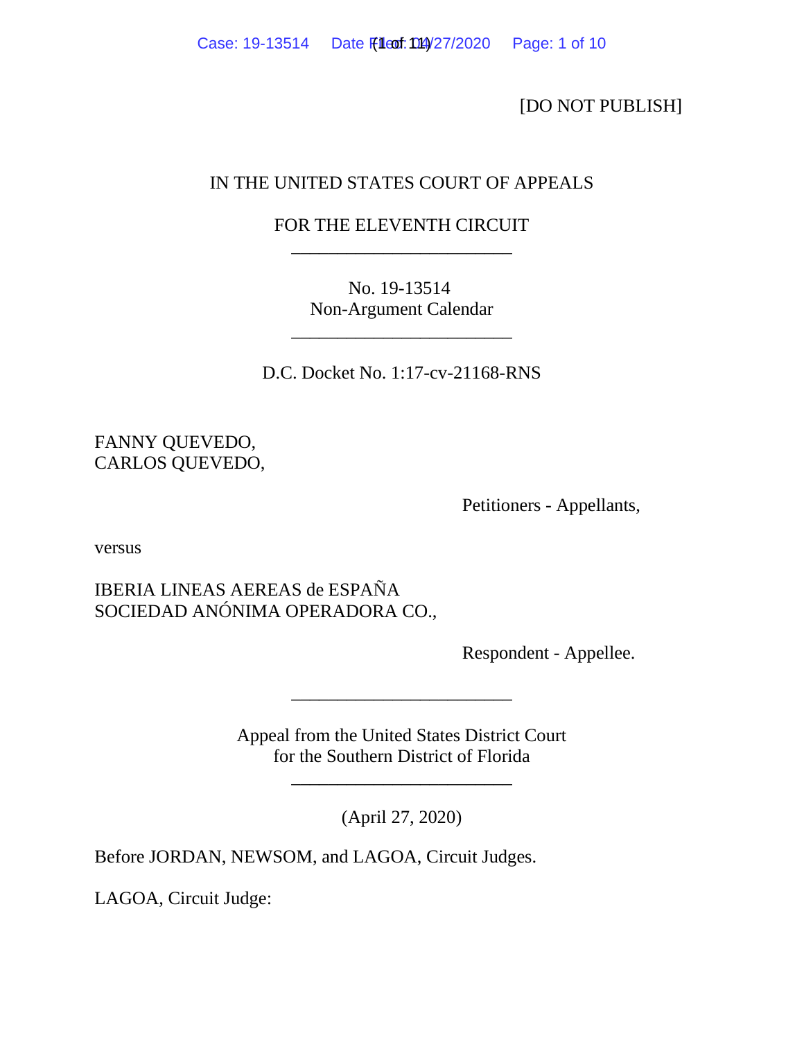[DO NOT PUBLISH]

IN THE UNITED STATES COURT OF APPEALS

FOR THE ELEVENTH CIRCUIT

________________________

No. 19-13514
Non-Argument Calendar

________________________

D.C. Docket No. 1:17-cv-21168-RNS

FANNY QUEVEDO,
CARLOS QUEVEDO,

Petitioners - Appellants,

versus

IBERIA LINEAS AEREAS de ESPAÑA
SOCIEDAD ANÓNIMA OPERADORA CO.,

Respondent - Appellee.

________________________

Appeal from the United States District Court
for the Southern District of Florida

________________________

(April 27, 2020)

Before JORDAN, NEWSOM, and LAGOA, Circuit Judges.

LAGOA, Circuit Judge: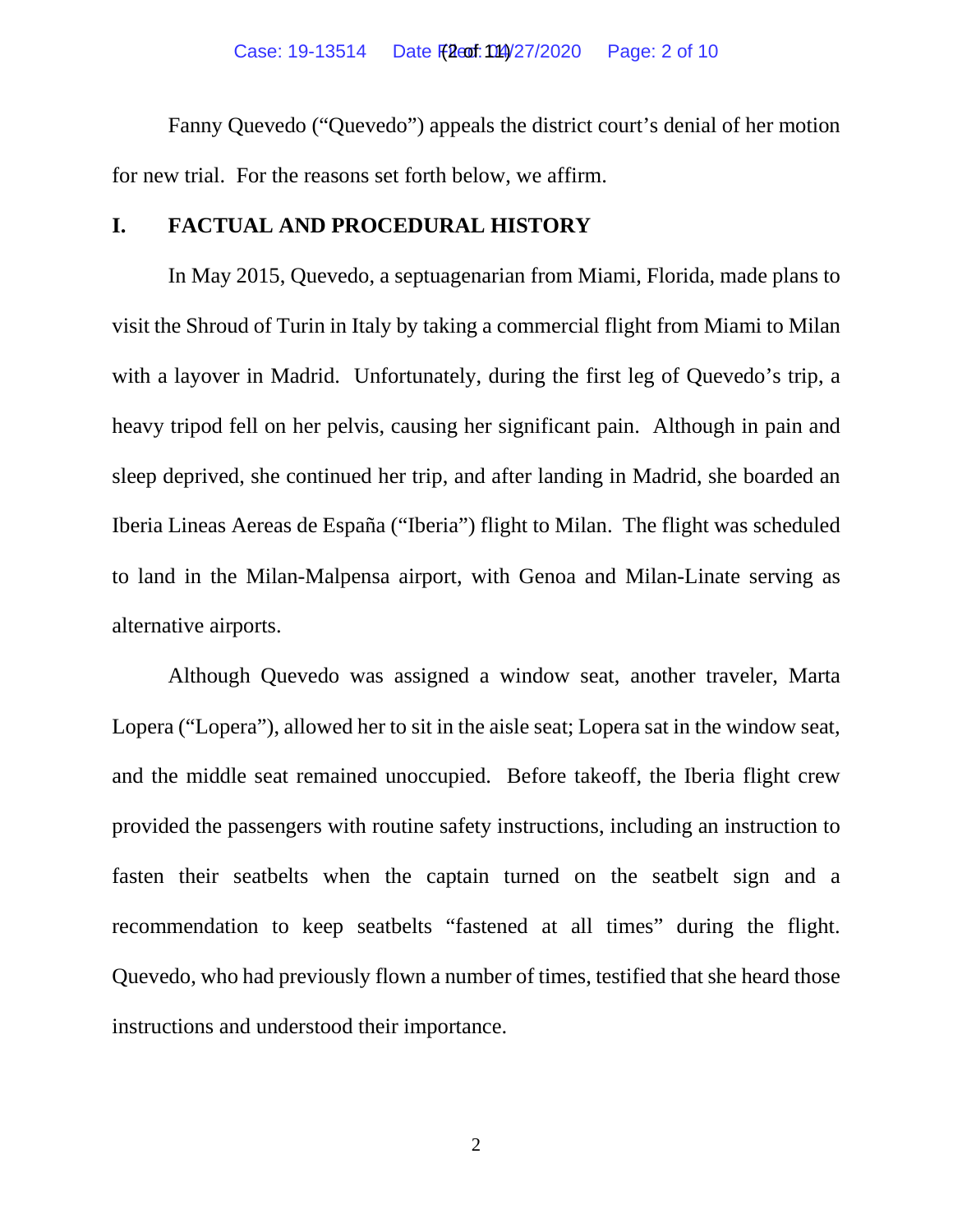Fanny Quevedo ("Quevedo") appeals the district court's denial of her motion for new trial. For the reasons set forth below, we affirm.

## I. FACTUAL AND PROCEDURAL HISTORY

In May 2015, Quevedo, a septuagenarian from Miami, Florida, made plans to visit the Shroud of Turin in Italy by taking a commercial flight from Miami to Milan with a layover in Madrid. Unfortunately, during the first leg of Quevedo's trip, a heavy tripod fell on her pelvis, causing her significant pain. Although in pain and sleep deprived, she continued her trip, and after landing in Madrid, she boarded an Iberia Lineas Aereas de España ("Iberia") flight to Milan. The flight was scheduled to land in the Milan-Malpensa airport, with Genoa and Milan-Linate serving as alternative airports.

Although Quevedo was assigned a window seat, another traveler, Marta Lopera ("Lopera"), allowed her to sit in the aisle seat; Lopera sat in the window seat, and the middle seat remained unoccupied. Before takeoff, the Iberia flight crew provided the passengers with routine safety instructions, including an instruction to fasten their seatbelts when the captain turned on the seatbelt sign and a recommendation to keep seatbelts "fastened at all times" during the flight. Quevedo, who had previously flown a number of times, testified that she heard those instructions and understood their importance.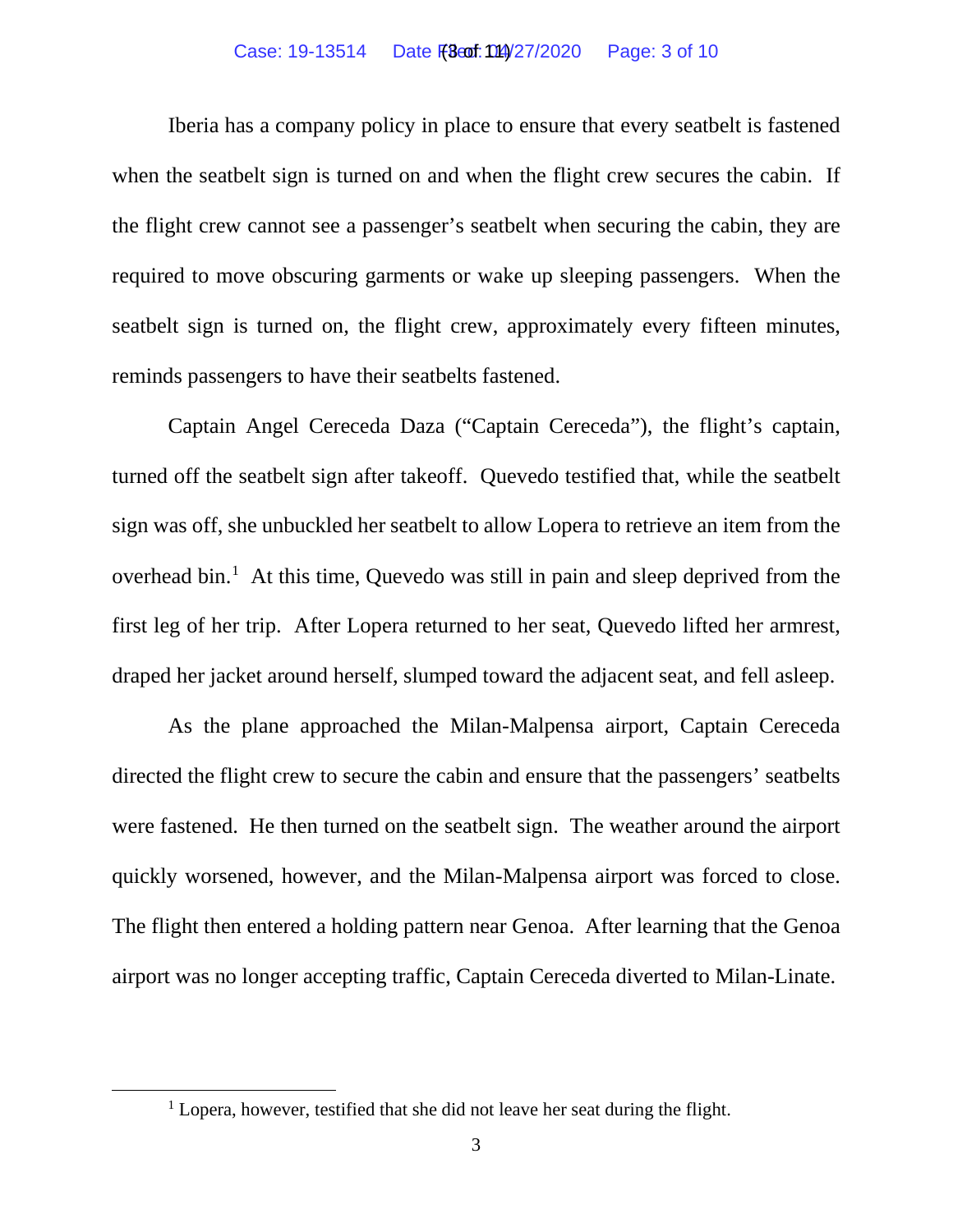Iberia has a company policy in place to ensure that every seatbelt is fastened when the seatbelt sign is turned on and when the flight crew secures the cabin. If the flight crew cannot see a passenger's seatbelt when securing the cabin, they are required to move obscuring garments or wake up sleeping passengers. When the seatbelt sign is turned on, the flight crew, approximately every fifteen minutes, reminds passengers to have their seatbelts fastened.

Captain Angel Cereceda Daza ("Captain Cereceda"), the flight's captain, turned off the seatbelt sign after takeoff. Quevedo testified that, while the seatbelt sign was off, she unbuckled her seatbelt to allow Lopera to retrieve an item from the overhead bin.[1] At this time, Quevedo was still in pain and sleep deprived from the first leg of her trip. After Lopera returned to her seat, Quevedo lifted her armrest, draped her jacket around herself, slumped toward the adjacent seat, and fell asleep.

As the plane approached the Milan-Malpensa airport, Captain Cereceda directed the flight crew to secure the cabin and ensure that the passengers' seatbelts were fastened. He then turned on the seatbelt sign. The weather around the airport quickly worsened, however, and the Milan-Malpensa airport was forced to close. The flight then entered a holding pattern near Genoa. After learning that the Genoa airport was no longer accepting traffic, Captain Cereceda diverted to Milan-Linate.

[1] Lopera, however, testified that she did not leave her seat during the flight.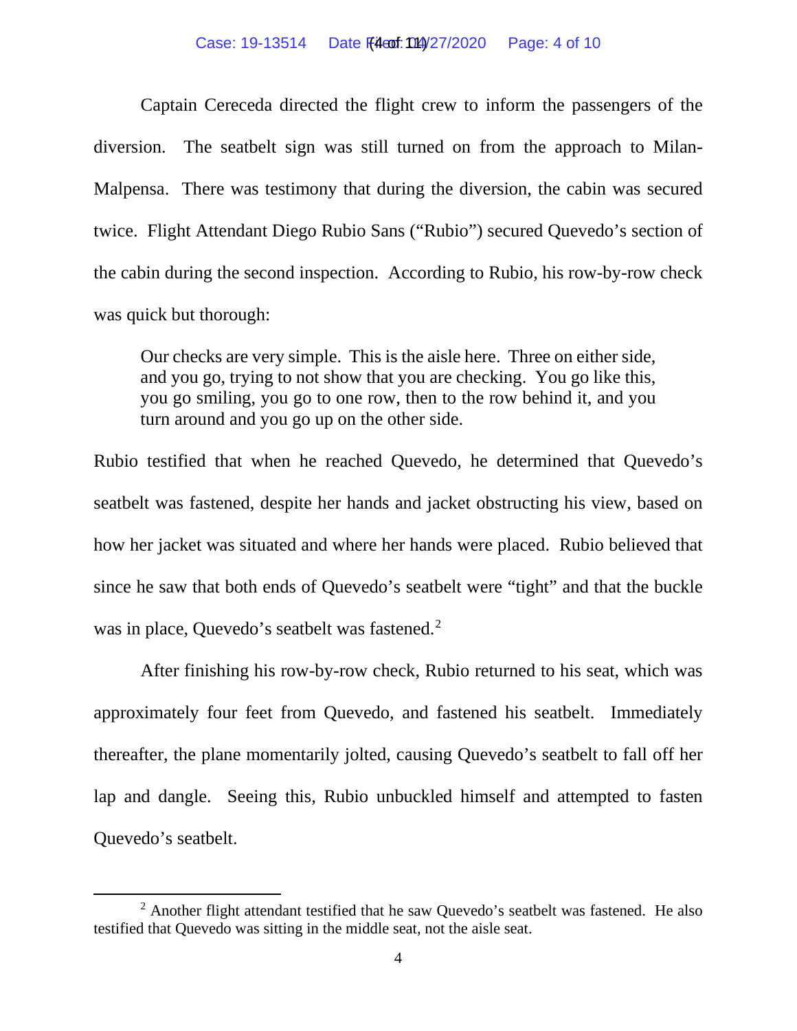Captain Cereceda directed the flight crew to inform the passengers of the diversion. The seatbelt sign was still turned on from the approach to Milan-Malpensa. There was testimony that during the diversion, the cabin was secured twice. Flight Attendant Diego Rubio Sans ("Rubio") secured Quevedo's section of the cabin during the second inspection. According to Rubio, his row-by-row check was quick but thorough:

> Our checks are very simple. This is the aisle here. Three on either side, and you go, trying to not show that you are checking. You go like this, you go smiling, you go to one row, then to the row behind it, and you turn around and you go up on the other side.

Rubio testified that when he reached Quevedo, he determined that Quevedo's seatbelt was fastened, despite her hands and jacket obstructing his view, based on how her jacket was situated and where her hands were placed. Rubio believed that since he saw that both ends of Quevedo's seatbelt were "tight" and that the buckle was in place, Quevedo's seatbelt was fastened.[2]

After finishing his row-by-row check, Rubio returned to his seat, which was approximately four feet from Quevedo, and fastened his seatbelt. Immediately thereafter, the plane momentarily jolted, causing Quevedo's seatbelt to fall off her lap and dangle. Seeing this, Rubio unbuckled himself and attempted to fasten Quevedo's seatbelt.

[2] Another flight attendant testified that he saw Quevedo's seatbelt was fastened. He also testified that Quevedo was sitting in the middle seat, not the aisle seat.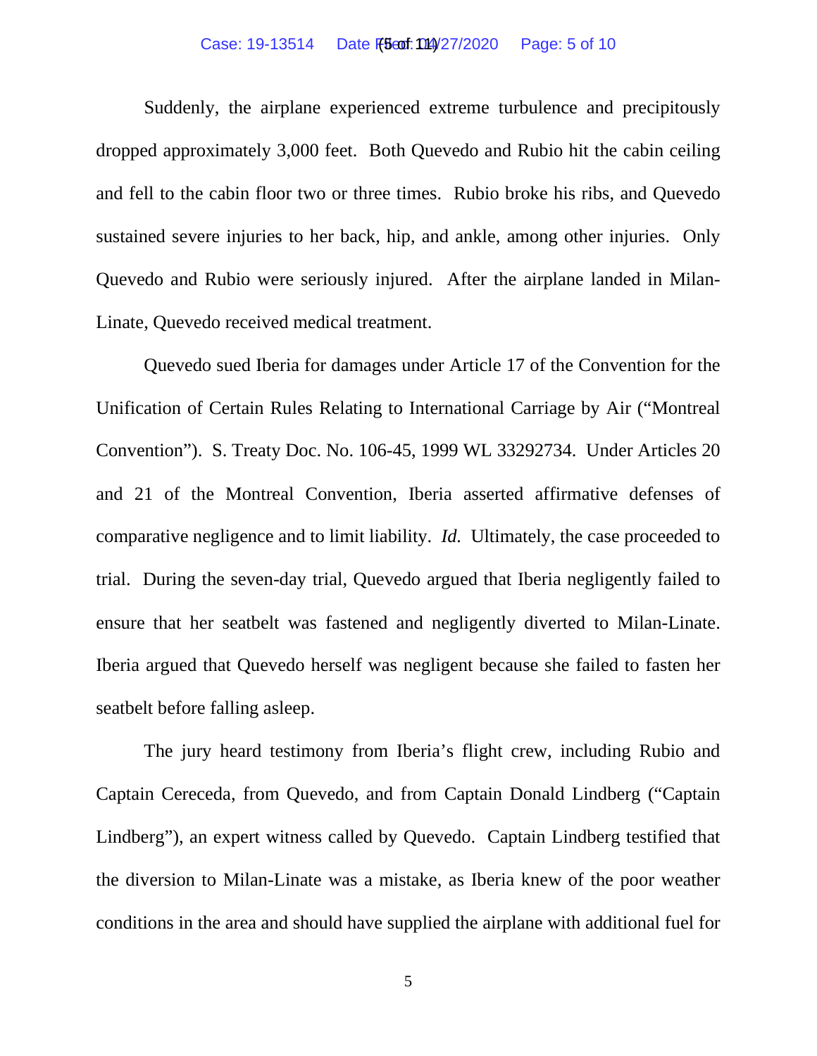Suddenly, the airplane experienced extreme turbulence and precipitously dropped approximately 3,000 feet. Both Quevedo and Rubio hit the cabin ceiling and fell to the cabin floor two or three times. Rubio broke his ribs, and Quevedo sustained severe injuries to her back, hip, and ankle, among other injuries. Only Quevedo and Rubio were seriously injured. After the airplane landed in Milan-Linate, Quevedo received medical treatment.

Quevedo sued Iberia for damages under Article 17 of the Convention for the Unification of Certain Rules Relating to International Carriage by Air ("Montreal Convention"). S. Treaty Doc. No. 106-45, 1999 WL 33292734. Under Articles 20 and 21 of the Montreal Convention, Iberia asserted affirmative defenses of comparative negligence and to limit liability. *Id.* Ultimately, the case proceeded to trial. During the seven-day trial, Quevedo argued that Iberia negligently failed to ensure that her seatbelt was fastened and negligently diverted to Milan-Linate. Iberia argued that Quevedo herself was negligent because she failed to fasten her seatbelt before falling asleep.

The jury heard testimony from Iberia's flight crew, including Rubio and Captain Cereceda, from Quevedo, and from Captain Donald Lindberg ("Captain Lindberg"), an expert witness called by Quevedo. Captain Lindberg testified that the diversion to Milan-Linate was a mistake, as Iberia knew of the poor weather conditions in the area and should have supplied the airplane with additional fuel for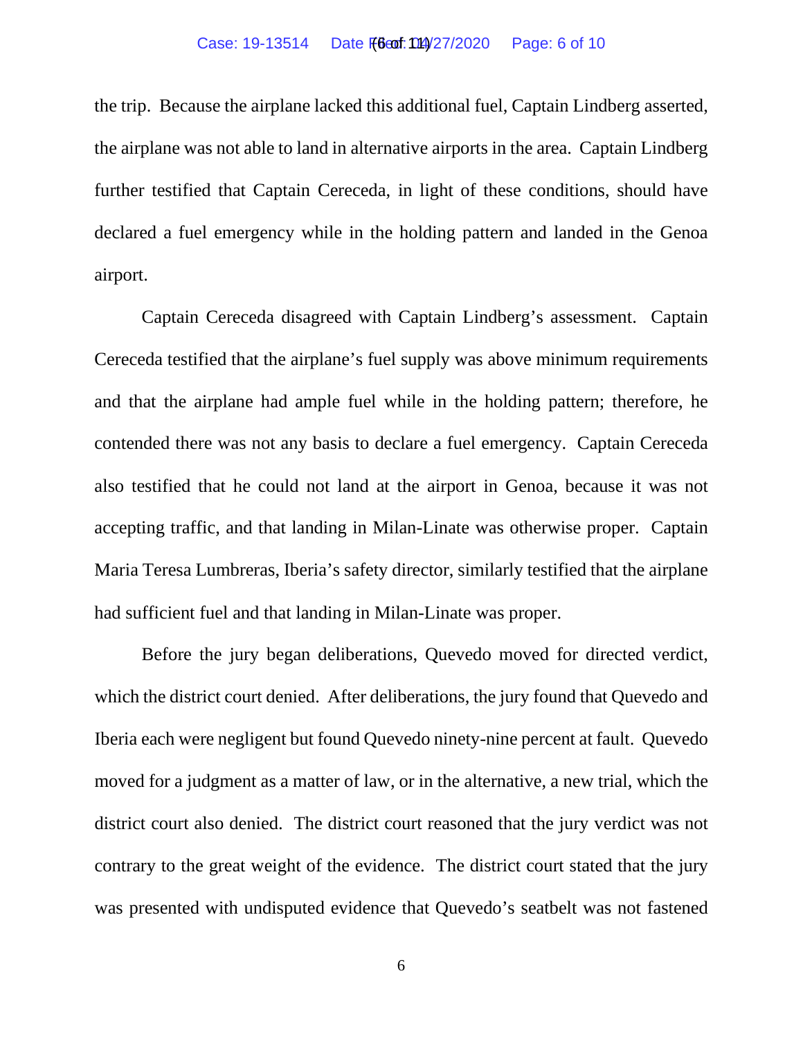the trip. Because the airplane lacked this additional fuel, Captain Lindberg asserted, the airplane was not able to land in alternative airports in the area. Captain Lindberg further testified that Captain Cereceda, in light of these conditions, should have declared a fuel emergency while in the holding pattern and landed in the Genoa airport.

Captain Cereceda disagreed with Captain Lindberg's assessment. Captain Cereceda testified that the airplane's fuel supply was above minimum requirements and that the airplane had ample fuel while in the holding pattern; therefore, he contended there was not any basis to declare a fuel emergency. Captain Cereceda also testified that he could not land at the airport in Genoa, because it was not accepting traffic, and that landing in Milan-Linate was otherwise proper. Captain Maria Teresa Lumbreras, Iberia's safety director, similarly testified that the airplane had sufficient fuel and that landing in Milan-Linate was proper.

Before the jury began deliberations, Quevedo moved for directed verdict, which the district court denied. After deliberations, the jury found that Quevedo and Iberia each were negligent but found Quevedo ninety-nine percent at fault. Quevedo moved for a judgment as a matter of law, or in the alternative, a new trial, which the district court also denied. The district court reasoned that the jury verdict was not contrary to the great weight of the evidence. The district court stated that the jury was presented with undisputed evidence that Quevedo's seatbelt was not fastened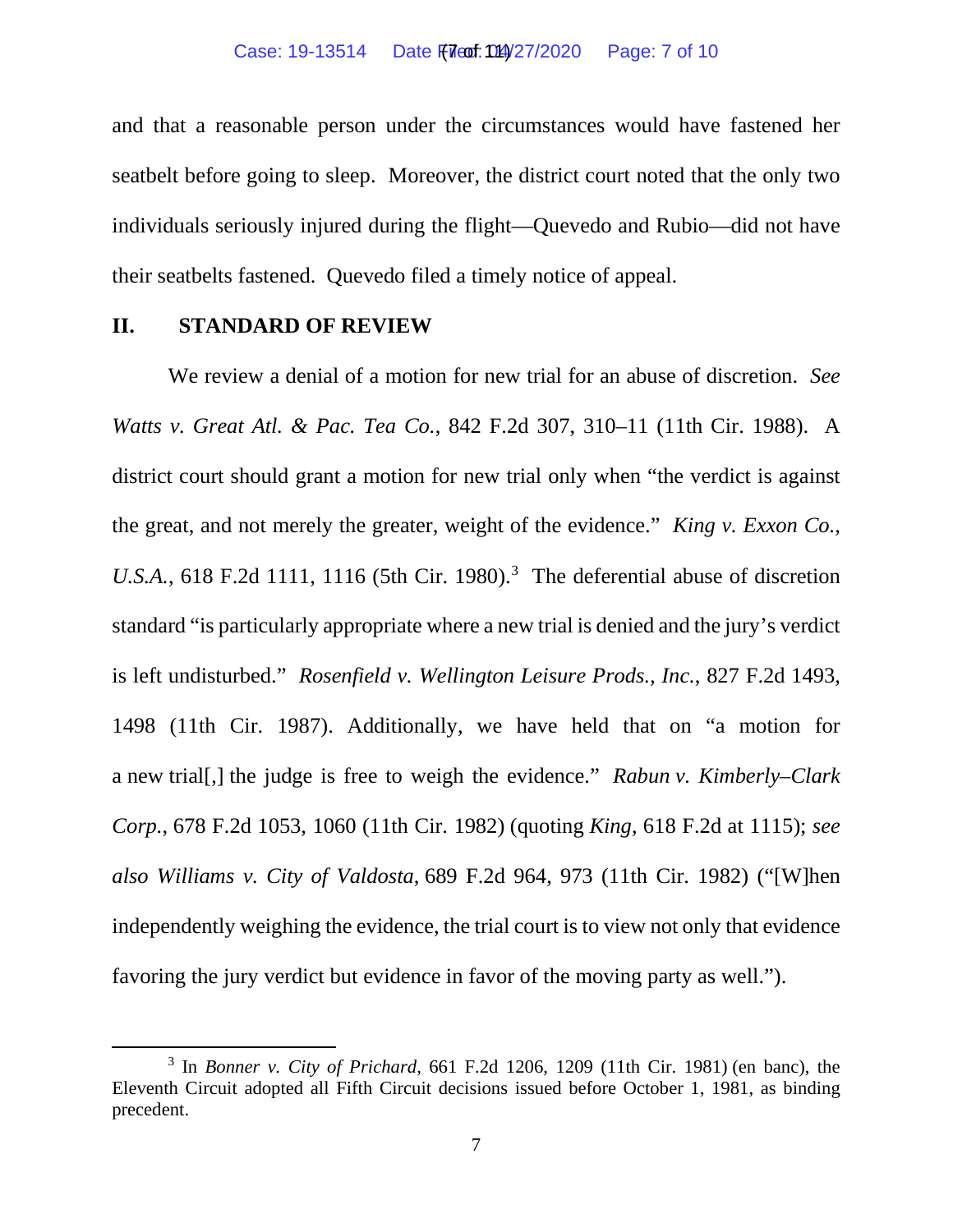and that a reasonable person under the circumstances would have fastened her seatbelt before going to sleep. Moreover, the district court noted that the only two individuals seriously injured during the flight—Quevedo and Rubio—did not have their seatbelts fastened. Quevedo filed a timely notice of appeal.

## II. STANDARD OF REVIEW

We review a denial of a motion for new trial for an abuse of discretion. *See Watts v. Great Atl. & Pac. Tea Co.*, 842 F.2d 307, 310–11 (11th Cir. 1988). A district court should grant a motion for new trial only when "the verdict is against the great, and not merely the greater, weight of the evidence." *King v. Exxon Co., U.S.A.*, 618 F.2d 1111, 1116 (5th Cir. 1980).[3] The deferential abuse of discretion standard "is particularly appropriate where a new trial is denied and the jury's verdict is left undisturbed." *Rosenfield v. Wellington Leisure Prods., Inc.*, 827 F.2d 1493, 1498 (11th Cir. 1987). Additionally, we have held that on "a motion for a new trial[,] the judge is free to weigh the evidence." *Rabun v. Kimberly–Clark Corp.*, 678 F.2d 1053, 1060 (11th Cir. 1982) (quoting *King*, 618 F.2d at 1115); *see also Williams v. City of Valdosta*, 689 F.2d 964, 973 (11th Cir. 1982) ("[W]hen independently weighing the evidence, the trial court is to view not only that evidence favoring the jury verdict but evidence in favor of the moving party as well.").

---

[3] In *Bonner v. City of Prichard*, 661 F.2d 1206, 1209 (11th Cir. 1981) (en banc), the Eleventh Circuit adopted all Fifth Circuit decisions issued before October 1, 1981, as binding precedent.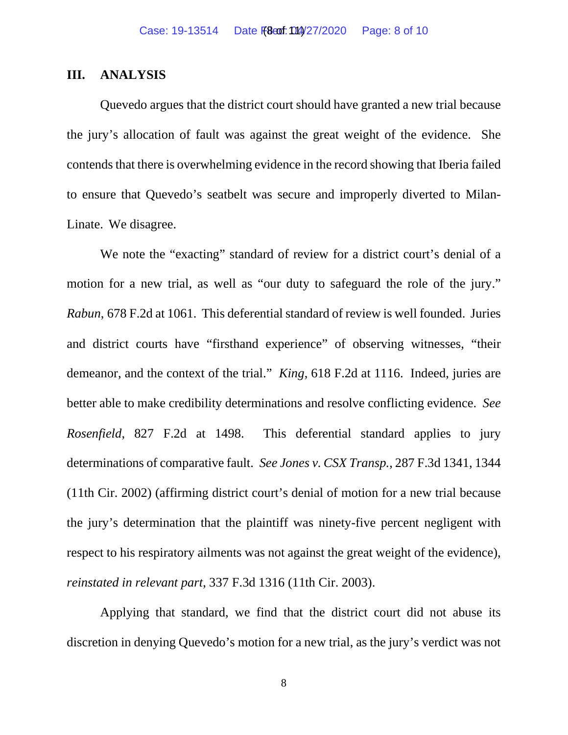## III. ANALYSIS

Quevedo argues that the district court should have granted a new trial because the jury's allocation of fault was against the great weight of the evidence. She contends that there is overwhelming evidence in the record showing that Iberia failed to ensure that Quevedo's seatbelt was secure and improperly diverted to Milan-Linate. We disagree.

We note the "exacting" standard of review for a district court's denial of a motion for a new trial, as well as "our duty to safeguard the role of the jury." *Rabun*, 678 F.2d at 1061. This deferential standard of review is well founded. Juries and district courts have "firsthand experience" of observing witnesses, "their demeanor, and the context of the trial." *King*, 618 F.2d at 1116. Indeed, juries are better able to make credibility determinations and resolve conflicting evidence. *See Rosenfield*, 827 F.2d at 1498. This deferential standard applies to jury determinations of comparative fault. *See Jones v. CSX Transp.*, 287 F.3d 1341, 1344 (11th Cir. 2002) (affirming district court's denial of motion for a new trial because the jury's determination that the plaintiff was ninety-five percent negligent with respect to his respiratory ailments was not against the great weight of the evidence), *reinstated in relevant part*, 337 F.3d 1316 (11th Cir. 2003).

Applying that standard, we find that the district court did not abuse its discretion in denying Quevedo's motion for a new trial, as the jury's verdict was not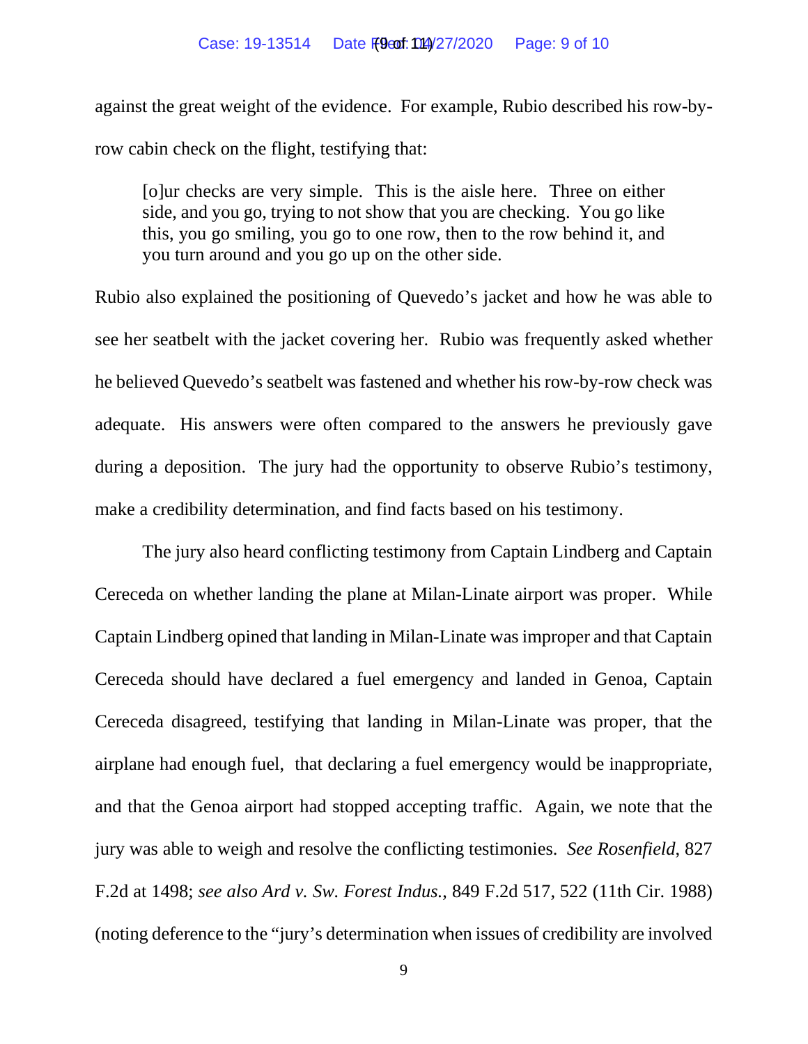against the great weight of the evidence. For example, Rubio described his row-by-row cabin check on the flight, testifying that:

> [o]ur checks are very simple. This is the aisle here. Three on either side, and you go, trying to not show that you are checking. You go like this, you go smiling, you go to one row, then to the row behind it, and you turn around and you go up on the other side.

Rubio also explained the positioning of Quevedo's jacket and how he was able to see her seatbelt with the jacket covering her. Rubio was frequently asked whether he believed Quevedo's seatbelt was fastened and whether his row-by-row check was adequate. His answers were often compared to the answers he previously gave during a deposition. The jury had the opportunity to observe Rubio's testimony, make a credibility determination, and find facts based on his testimony.

The jury also heard conflicting testimony from Captain Lindberg and Captain Cereceda on whether landing the plane at Milan-Linate airport was proper. While Captain Lindberg opined that landing in Milan-Linate was improper and that Captain Cereceda should have declared a fuel emergency and landed in Genoa, Captain Cereceda disagreed, testifying that landing in Milan-Linate was proper, that the airplane had enough fuel, that declaring a fuel emergency would be inappropriate, and that the Genoa airport had stopped accepting traffic. Again, we note that the jury was able to weigh and resolve the conflicting testimonies. *See Rosenfield*, 827 F.2d at 1498; *see also Ard v. Sw. Forest Indus.*, 849 F.2d 517, 522 (11th Cir. 1988) (noting deference to the "jury's determination when issues of credibility are involved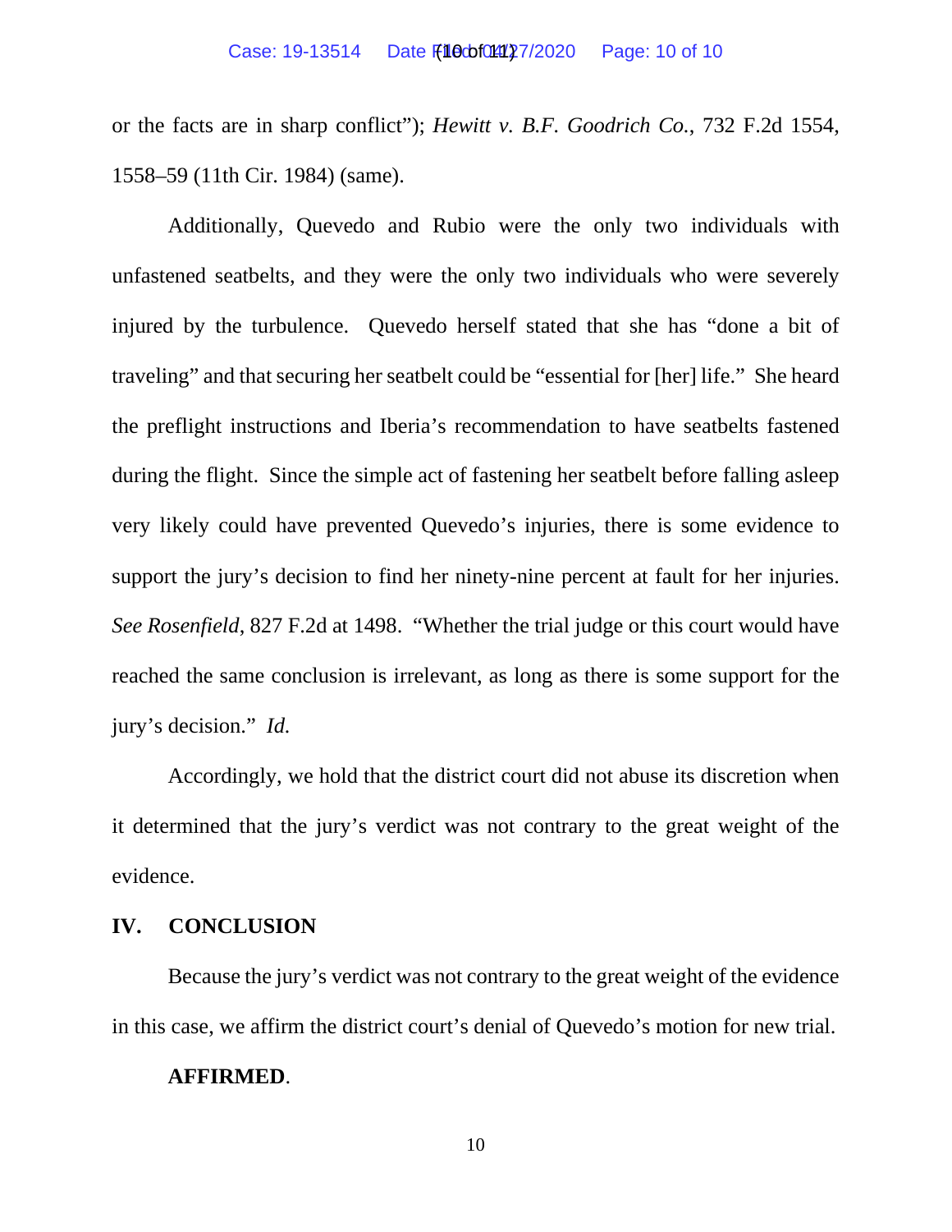or the facts are in sharp conflict"); *Hewitt v. B.F. Goodrich Co.*, 732 F.2d 1554, 1558–59 (11th Cir. 1984) (same).

Additionally, Quevedo and Rubio were the only two individuals with unfastened seatbelts, and they were the only two individuals who were severely injured by the turbulence. Quevedo herself stated that she has "done a bit of traveling" and that securing her seatbelt could be "essential for [her] life." She heard the preflight instructions and Iberia's recommendation to have seatbelts fastened during the flight. Since the simple act of fastening her seatbelt before falling asleep very likely could have prevented Quevedo's injuries, there is some evidence to support the jury's decision to find her ninety-nine percent at fault for her injuries. *See Rosenfield*, 827 F.2d at 1498. "Whether the trial judge or this court would have reached the same conclusion is irrelevant, as long as there is some support for the jury's decision." *Id.*

Accordingly, we hold that the district court did not abuse its discretion when it determined that the jury's verdict was not contrary to the great weight of the evidence.

## IV. CONCLUSION

Because the jury's verdict was not contrary to the great weight of the evidence in this case, we affirm the district court's denial of Quevedo's motion for new trial.

**AFFIRMED**.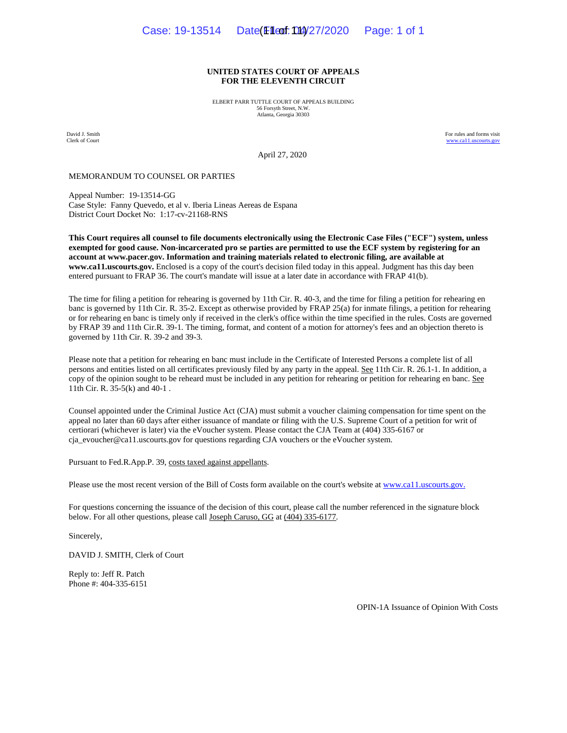**UNITED STATES COURT OF APPEALS**
**FOR THE ELEVENTH CIRCUIT**

ELBERT PARR TUTTLE COURT OF APPEALS BUILDING
56 Forsyth Street, N.W.
Atlanta, Georgia 30303

David J. Smith
Clerk of Court

For rules and forms visit
www.ca11.uscourts.gov

April 27, 2020

MEMORANDUM TO COUNSEL OR PARTIES

Appeal Number: 19-13514-GG
Case Style: Fanny Quevedo, et al v. Iberia Lineas Aereas de Espana
District Court Docket No: 1:17-cv-21168-RNS

**This Court requires all counsel to file documents electronically using the Electronic Case Files ("ECF") system, unless exempted for good cause. Non-incarcerated pro se parties are permitted to use the ECF system by registering for an account at www.pacer.gov. Information and training materials related to electronic filing, are available at www.ca11.uscourts.gov.** Enclosed is a copy of the court's decision filed today in this appeal. Judgment has this day been entered pursuant to FRAP 36. The court's mandate will issue at a later date in accordance with FRAP 41(b).

The time for filing a petition for rehearing is governed by 11th Cir. R. 40-3, and the time for filing a petition for rehearing en banc is governed by 11th Cir. R. 35-2. Except as otherwise provided by FRAP 25(a) for inmate filings, a petition for rehearing or for rehearing en banc is timely only if received in the clerk's office within the time specified in the rules. Costs are governed by FRAP 39 and 11th Cir.R. 39-1. The timing, format, and content of a motion for attorney's fees and an objection thereto is governed by 11th Cir. R. 39-2 and 39-3.

Please note that a petition for rehearing en banc must include in the Certificate of Interested Persons a complete list of all persons and entities listed on all certificates previously filed by any party in the appeal. See 11th Cir. R. 26.1-1. In addition, a copy of the opinion sought to be reheard must be included in any petition for rehearing or petition for rehearing en banc. See 11th Cir. R. 35-5(k) and 40-1 .

Counsel appointed under the Criminal Justice Act (CJA) must submit a voucher claiming compensation for time spent on the appeal no later than 60 days after either issuance of mandate or filing with the U.S. Supreme Court of a petition for writ of certiorari (whichever is later) via the eVoucher system. Please contact the CJA Team at (404) 335-6167 or cja_evoucher@ca11.uscourts.gov for questions regarding CJA vouchers or the eVoucher system.

Pursuant to Fed.R.App.P. 39, costs taxed against appellants.

Please use the most recent version of the Bill of Costs form available on the court's website at www.ca11.uscourts.gov.

For questions concerning the issuance of the decision of this court, please call the number referenced in the signature block below. For all other questions, please call Joseph Caruso, GG at (404) 335-6177.

Sincerely,

DAVID J. SMITH, Clerk of Court

Reply to: Jeff R. Patch
Phone #: 404-335-6151

OPIN-1A Issuance of Opinion With Costs